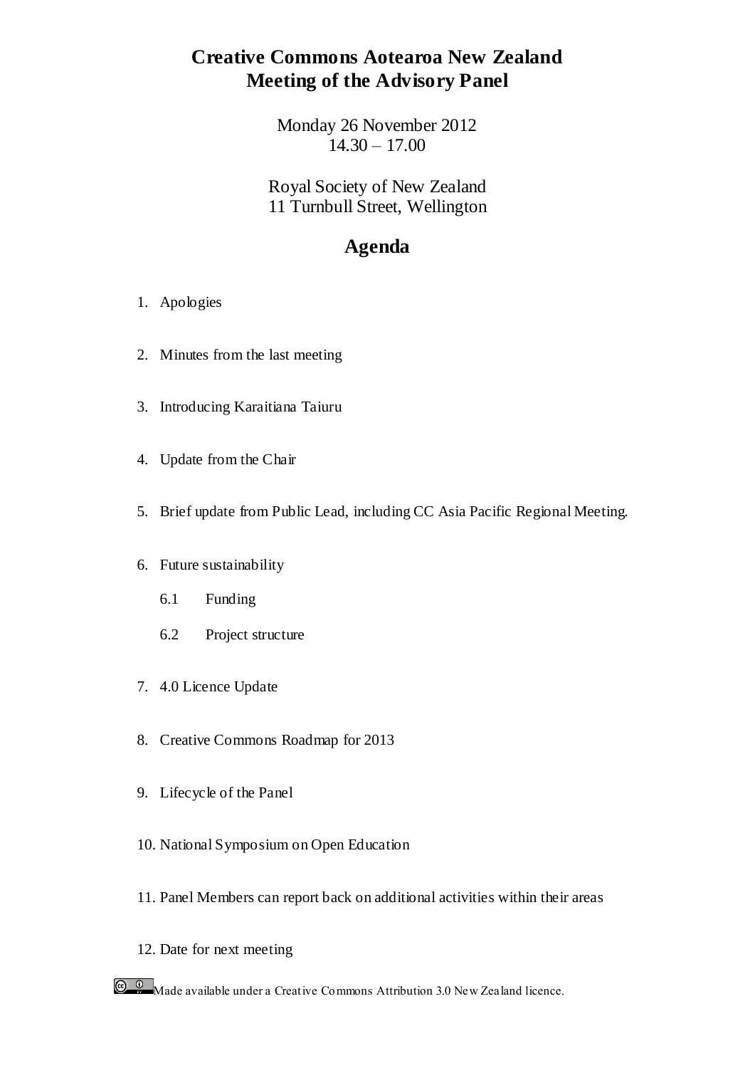# Creative Commons Aotearoa New Zealand
# Meeting of the Advisory Panel

Monday 26 November 2012
14.30 – 17.00

Royal Society of New Zealand
11 Turnbull Street, Wellington

## Agenda

1. Apologies

2. Minutes from the last meeting

3. Introducing Karaitiana Taiuru

4. Update from the Chair

5. Brief update from Public Lead, including CC Asia Pacific Regional Meeting.

6. Future sustainability

   6.1 Funding

   6.2 Project structure

7. 4.0 Licence Update

8. Creative Commons Roadmap for 2013

9. Lifecycle of the Panel

10. National Symposium on Open Education

11. Panel Members can report back on additional activities within their areas

12. Date for next meeting

Made available under a Creative Commons Attribution 3.0 New Zealand licence.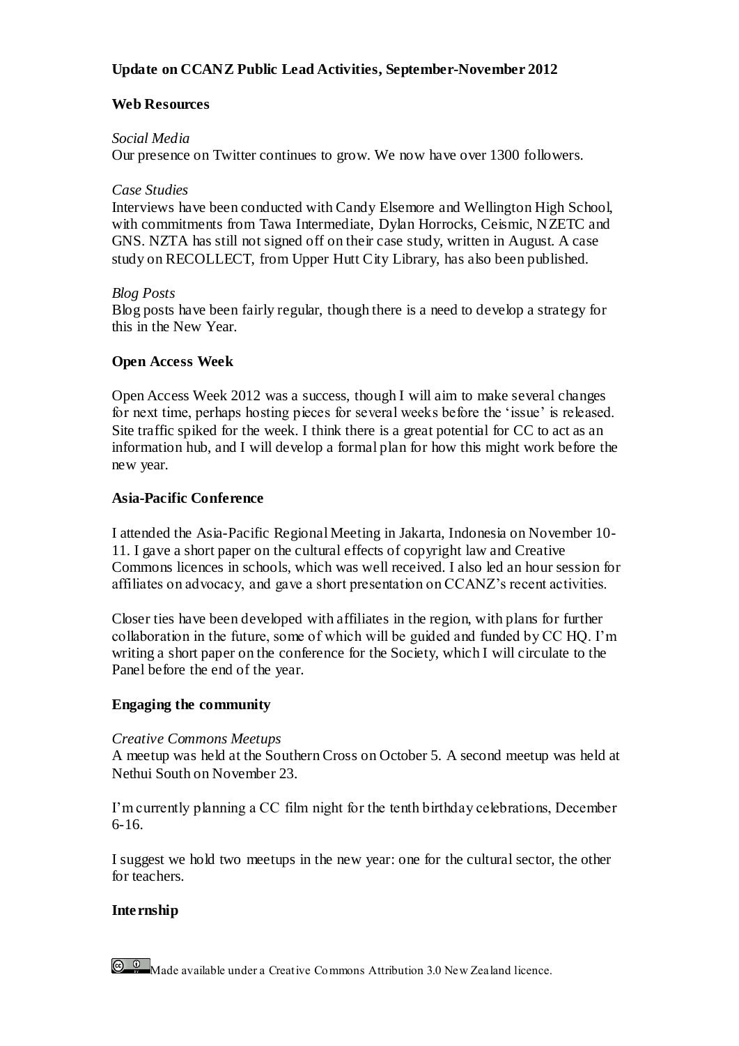## Update on CCANZ Public Lead Activities, September-November 2012

### Web Resources

*Social Media*

Our presence on Twitter continues to grow. We now have over 1300 followers.

*Case Studies*

Interviews have been conducted with Candy Elsemore and Wellington High School, with commitments from Tawa Intermediate, Dylan Horrocks, Ceismic, NZETC and GNS. NZTA has still not signed off on their case study, written in August. A case study on RECOLLECT, from Upper Hutt City Library, has also been published.

*Blog Posts*

Blog posts have been fairly regular, though there is a need to develop a strategy for this in the New Year.

### Open Access Week

Open Access Week 2012 was a success, though I will aim to make several changes for next time, perhaps hosting pieces for several weeks before the 'issue' is released. Site traffic spiked for the week. I think there is a great potential for CC to act as an information hub, and I will develop a formal plan for how this might work before the new year.

### Asia-Pacific Conference

I attended the Asia-Pacific Regional Meeting in Jakarta, Indonesia on November 10-11. I gave a short paper on the cultural effects of copyright law and Creative Commons licences in schools, which was well received. I also led an hour session for affiliates on advocacy, and gave a short presentation on CCANZ's recent activities.

Closer ties have been developed with affiliates in the region, with plans for further collaboration in the future, some of which will be guided and funded by CC HQ. I'm writing a short paper on the conference for the Society, which I will circulate to the Panel before the end of the year.

### Engaging the community

*Creative Commons Meetups*

A meetup was held at the Southern Cross on October 5. A second meetup was held at Nethui South on November 23.

I'm currently planning a CC film night for the tenth birthday celebrations, December 6-16.

I suggest we hold two meetups in the new year: one for the cultural sector, the other for teachers.

### Internship

Made available under a Creative Commons Attribution 3.0 New Zealand licence.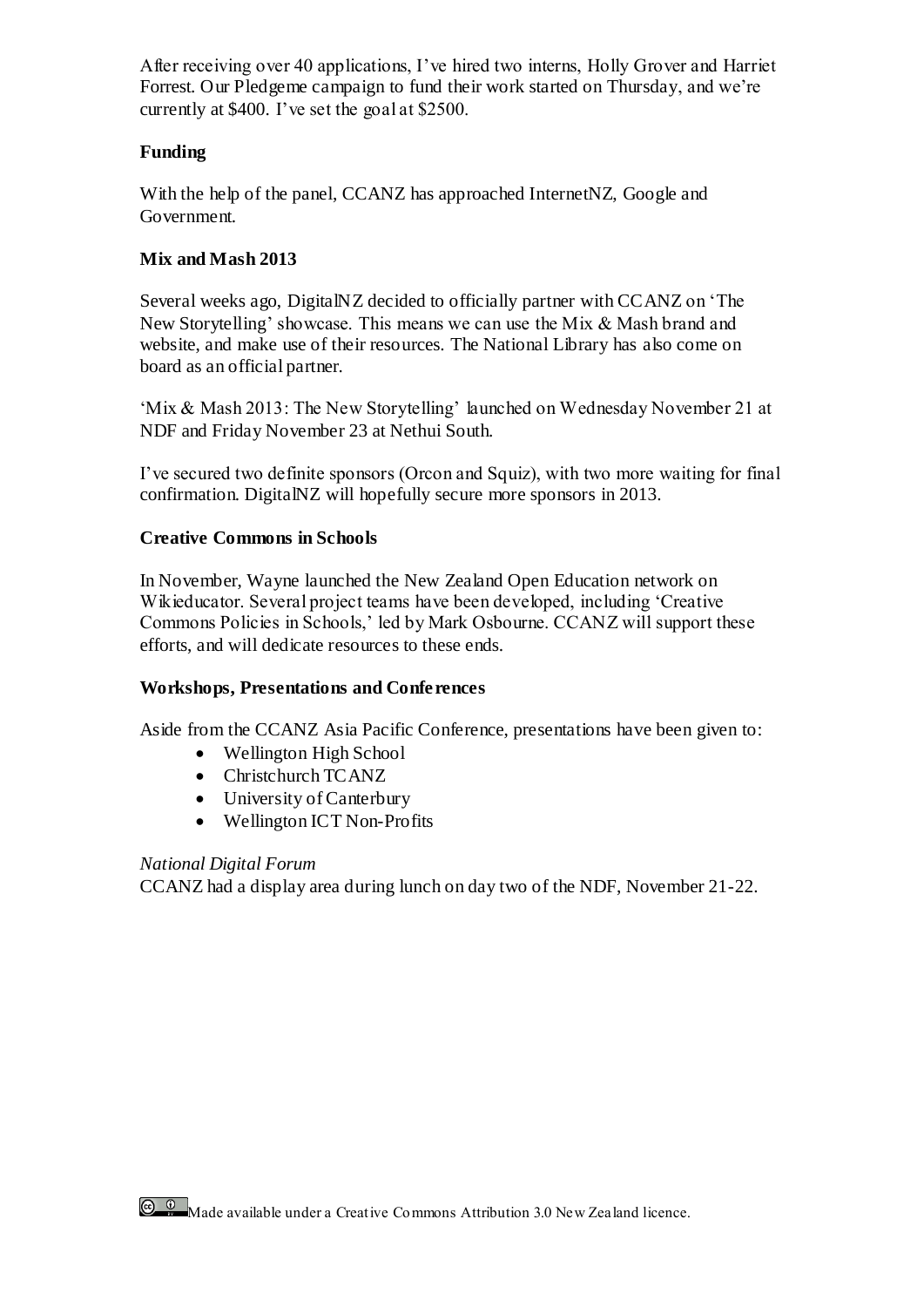After receiving over 40 applications, I've hired two interns, Holly Grover and Harriet Forrest. Our Pledgeme campaign to fund their work started on Thursday, and we're currently at $400. I've set the goal at $2500.

**Funding**

With the help of the panel, CCANZ has approached InternetNZ, Google and Government.

**Mix and Mash 2013**

Several weeks ago, DigitalNZ decided to officially partner with CCANZ on 'The New Storytelling' showcase. This means we can use the Mix & Mash brand and website, and make use of their resources. The National Library has also come on board as an official partner.

'Mix & Mash 2013: The New Storytelling' launched on Wednesday November 21 at NDF and Friday November 23 at Nethui South.

I've secured two definite sponsors (Orcon and Squiz), with two more waiting for final confirmation. DigitalNZ will hopefully secure more sponsors in 2013.

**Creative Commons in Schools**

In November, Wayne launched the New Zealand Open Education network on Wikieducator. Several project teams have been developed, including 'Creative Commons Policies in Schools,' led by Mark Osbourne. CCANZ will support these efforts, and will dedicate resources to these ends.

**Workshops, Presentations and Conferences**

Aside from the CCANZ Asia Pacific Conference, presentations have been given to:

- Wellington High School
- Christchurch TCANZ
- University of Canterbury
- Wellington ICT Non-Profits

*National Digital Forum*
CCANZ had a display area during lunch on day two of the NDF, November 21-22.

Made available under a Creative Commons Attribution 3.0 New Zealand licence.